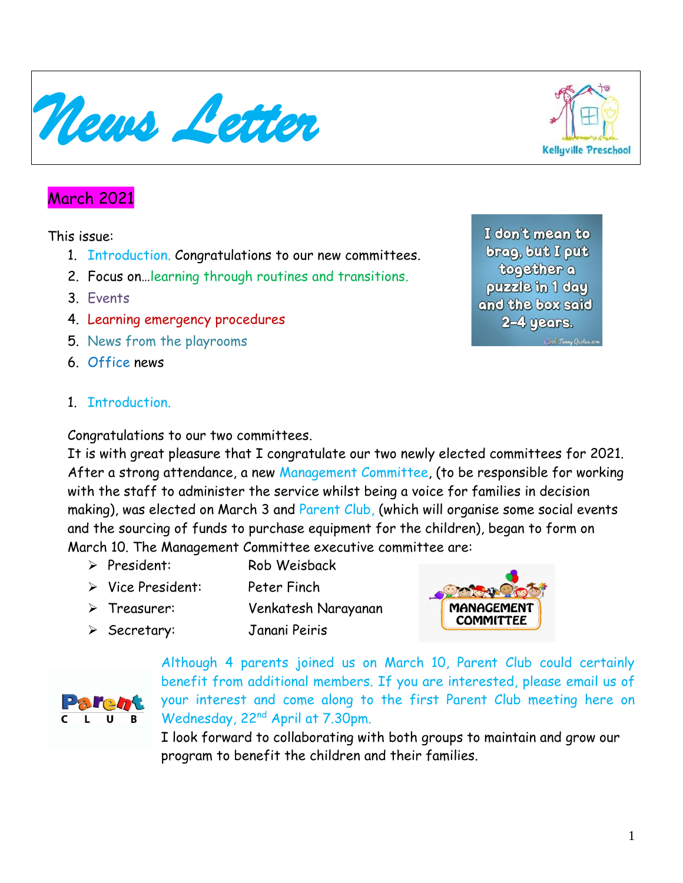# News Letter

Kellyville Preschool

## March 2021

This issue:

1. Introduction. Congratulations to our new committees.
2. Focus on…learning through routines and transitions.
3. Events
4. Learning emergency procedures
5. News from the playrooms
6. Office news

I don't mean to brag, but I put together a puzzle in 1 day and the box said 2-4 years.

## 1. Introduction.

Congratulations to our two committees.

It is with great pleasure that I congratulate our two newly elected committees for 2021. After a strong attendance, a new Management Committee, (to be responsible for working with the staff to administer the service whilst being a voice for families in decision making), was elected on March 3 and Parent Club, (which will organise some social events and the sourcing of funds to purchase equipment for the children), began to form on March 10. The Management Committee executive committee are:

- President: Rob Weisback
- Vice President: Peter Finch
- Treasurer: Venkatesh Narayanan
- Secretary: Janani Peiris

Although 4 parents joined us on March 10, Parent Club could certainly benefit from additional members. If you are interested, please email us of your interest and come along to the first Parent Club meeting here on Wednesday, 22nd April at 7.30pm.

I look forward to collaborating with both groups to maintain and grow our program to benefit the children and their families.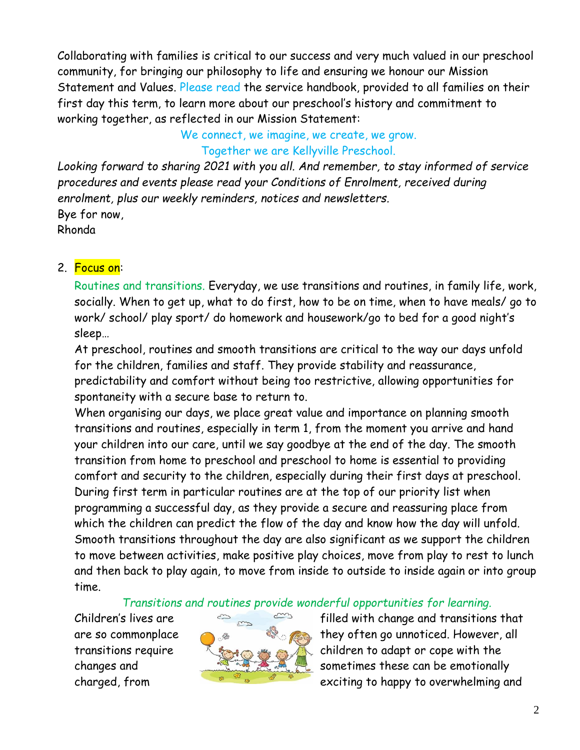Collaborating with families is critical to our success and very much valued in our preschool community, for bringing our philosophy to life and ensuring we honour our Mission Statement and Values. Please read the service handbook, provided to all families on their first day this term, to learn more about our preschool's history and commitment to working together, as reflected in our Mission Statement:

We connect, we imagine, we create, we grow.
Together we are Kellyville Preschool.

*Looking forward to sharing 2021 with you all. And remember, to stay informed of service procedures and events please read your Conditions of Enrolment, received during enrolment, plus our weekly reminders, notices and newsletters.*

Bye for now,
Rhonda

2. Focus on:

Routines and transitions. Everyday, we use transitions and routines, in family life, work, socially. When to get up, what to do first, how to be on time, when to have meals/ go to work/ school/ play sport/ do homework and housework/go to bed for a good night's sleep…

At preschool, routines and smooth transitions are critical to the way our days unfold for the children, families and staff. They provide stability and reassurance, predictability and comfort without being too restrictive, allowing opportunities for spontaneity with a secure base to return to.

When organising our days, we place great value and importance on planning smooth transitions and routines, especially in term 1, from the moment you arrive and hand your children into our care, until we say goodbye at the end of the day. The smooth transition from home to preschool and preschool to home is essential to providing comfort and security to the children, especially during their first days at preschool. During first term in particular routines are at the top of our priority list when programming a successful day, as they provide a secure and reassuring place from which the children can predict the flow of the day and know how the day will unfold. Smooth transitions throughout the day are also significant as we support the children to move between activities, make positive play choices, move from play to rest to lunch and then back to play again, to move from inside to outside to inside again or into group time.

*Transitions and routines provide wonderful opportunities for learning.*

Children's lives are filled with change and transitions that are so commonplace they often go unnoticed. However, all transitions require children to adapt or cope with the changes and sometimes these can be emotionally charged, from exciting to happy to overwhelming and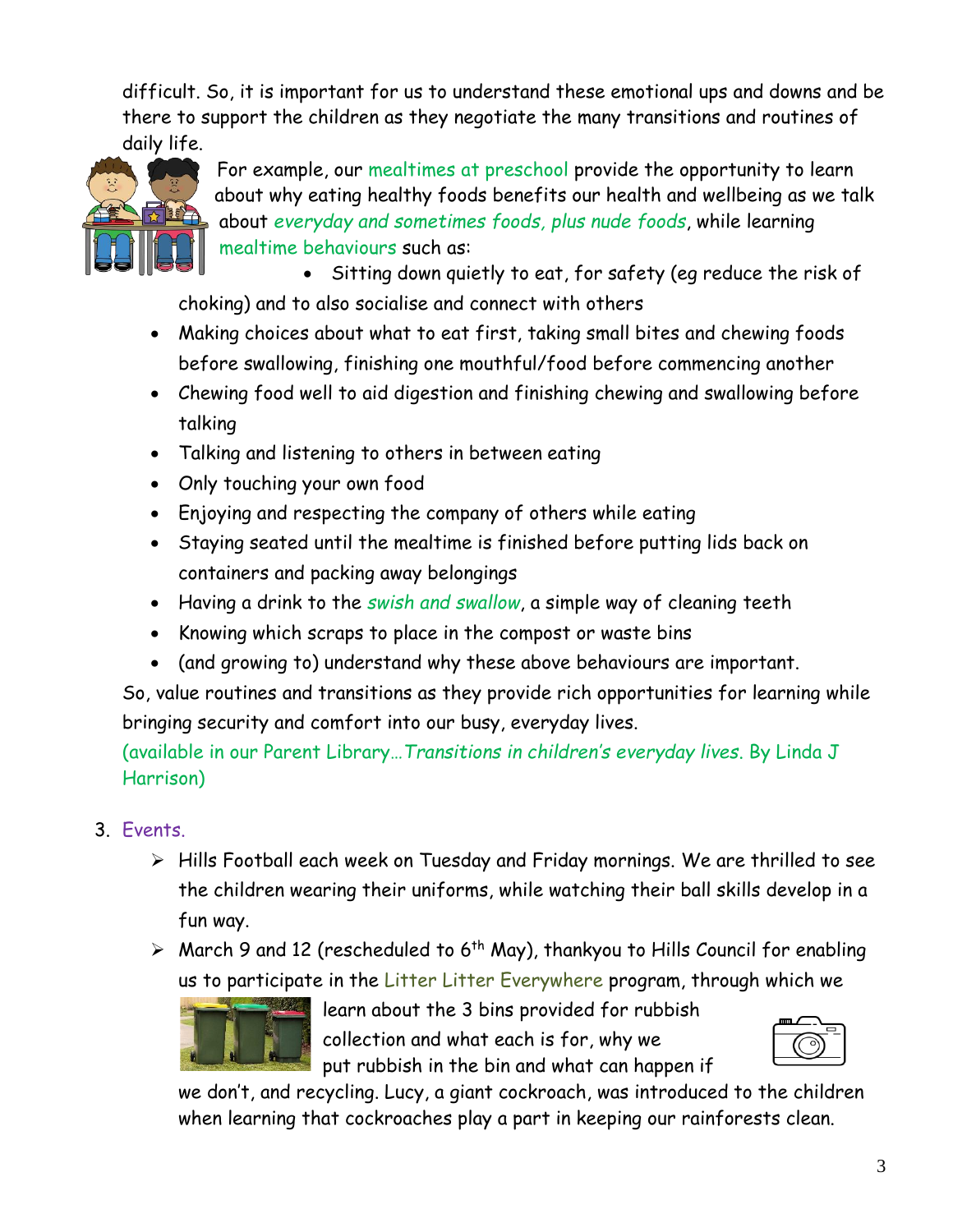difficult. So, it is important for us to understand these emotional ups and downs and be there to support the children as they negotiate the many transitions and routines of daily life.

For example, our mealtimes at preschool provide the opportunity to learn about why eating healthy foods benefits our health and wellbeing as we talk about *everyday and sometimes foods, plus nude foods*, while learning mealtime behaviours such as:

- Sitting down quietly to eat, for safety (eg reduce the risk of choking) and to also socialise and connect with others
- Making choices about what to eat first, taking small bites and chewing foods before swallowing, finishing one mouthful/food before commencing another
- Chewing food well to aid digestion and finishing chewing and swallowing before talking
- Talking and listening to others in between eating
- Only touching your own food
- Enjoying and respecting the company of others while eating
- Staying seated until the mealtime is finished before putting lids back on containers and packing away belongings
- Having a drink to the *swish and swallow*, a simple way of cleaning teeth
- Knowing which scraps to place in the compost or waste bins
- (and growing to) understand why these above behaviours are important.

So, value routines and transitions as they provide rich opportunities for learning while bringing security and comfort into our busy, everyday lives.

(available in our Parent Library…*Transitions in children's everyday lives.* By Linda J Harrison)

3. Events.
   - Hills Football each week on Tuesday and Friday mornings. We are thrilled to see the children wearing their uniforms, while watching their ball skills develop in a fun way.
   - March 9 and 12 (rescheduled to 6th May), thankyou to Hills Council for enabling us to participate in the Litter Litter Everywhere program, through which we learn about the 3 bins provided for rubbish collection and what each is for, why we put rubbish in the bin and what can happen if we don't, and recycling. Lucy, a giant cockroach, was introduced to the children when learning that cockroaches play a part in keeping our rainforests clean.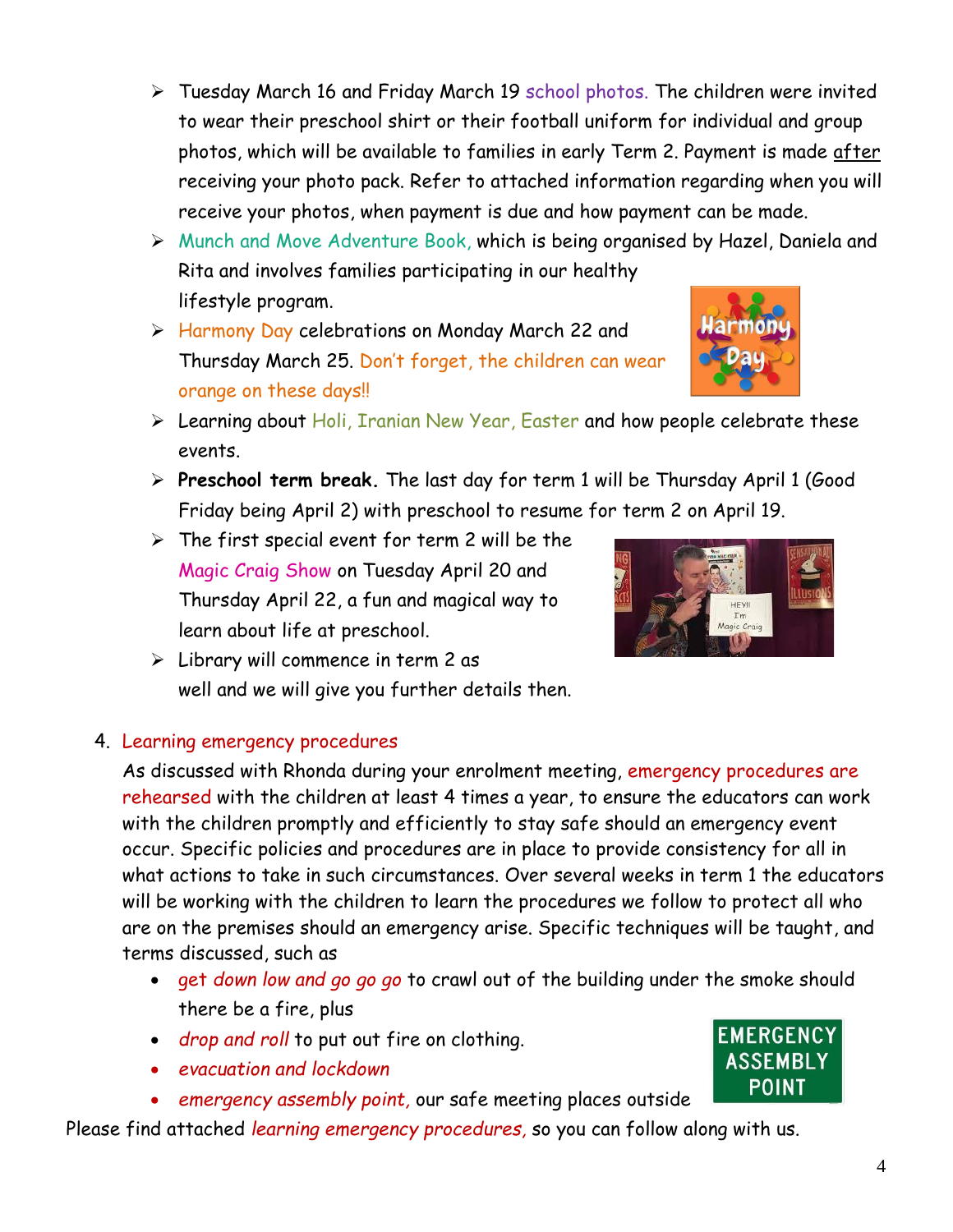- Tuesday March 16 and Friday March 19 school photos. The children were invited to wear their preschool shirt or their football uniform for individual and group photos, which will be available to families in early Term 2. Payment is made after receiving your photo pack. Refer to attached information regarding when you will receive your photos, when payment is due and how payment can be made.
- Munch and Move Adventure Book, which is being organised by Hazel, Daniela and Rita and involves families participating in our healthy lifestyle program.
- Harmony Day celebrations on Monday March 22 and Thursday March 25. Don't forget, the children can wear orange on these days!!
- Learning about Holi, Iranian New Year, Easter and how people celebrate these events.
- **Preschool term break.** The last day for term 1 will be Thursday April 1 (Good Friday being April 2) with preschool to resume for term 2 on April 19.
- The first special event for term 2 will be the Magic Craig Show on Tuesday April 20 and Thursday April 22, a fun and magical way to learn about life at preschool.
- Library will commence in term 2 as well and we will give you further details then.

4. Learning emergency procedures

As discussed with Rhonda during your enrolment meeting, emergency procedures are rehearsed with the children at least 4 times a year, to ensure the educators can work with the children promptly and efficiently to stay safe should an emergency event occur. Specific policies and procedures are in place to provide consistency for all in what actions to take in such circumstances. Over several weeks in term 1 the educators will be working with the children to learn the procedures we follow to protect all who are on the premises should an emergency arise. Specific techniques will be taught, and terms discussed, such as

- *get down low and go go go* to crawl out of the building under the smoke should there be a fire, plus
- *drop and roll* to put out fire on clothing.
- *evacuation and lockdown*
- *emergency assembly point,* our safe meeting places outside

Please find attached *learning emergency procedures,* so you can follow along with us.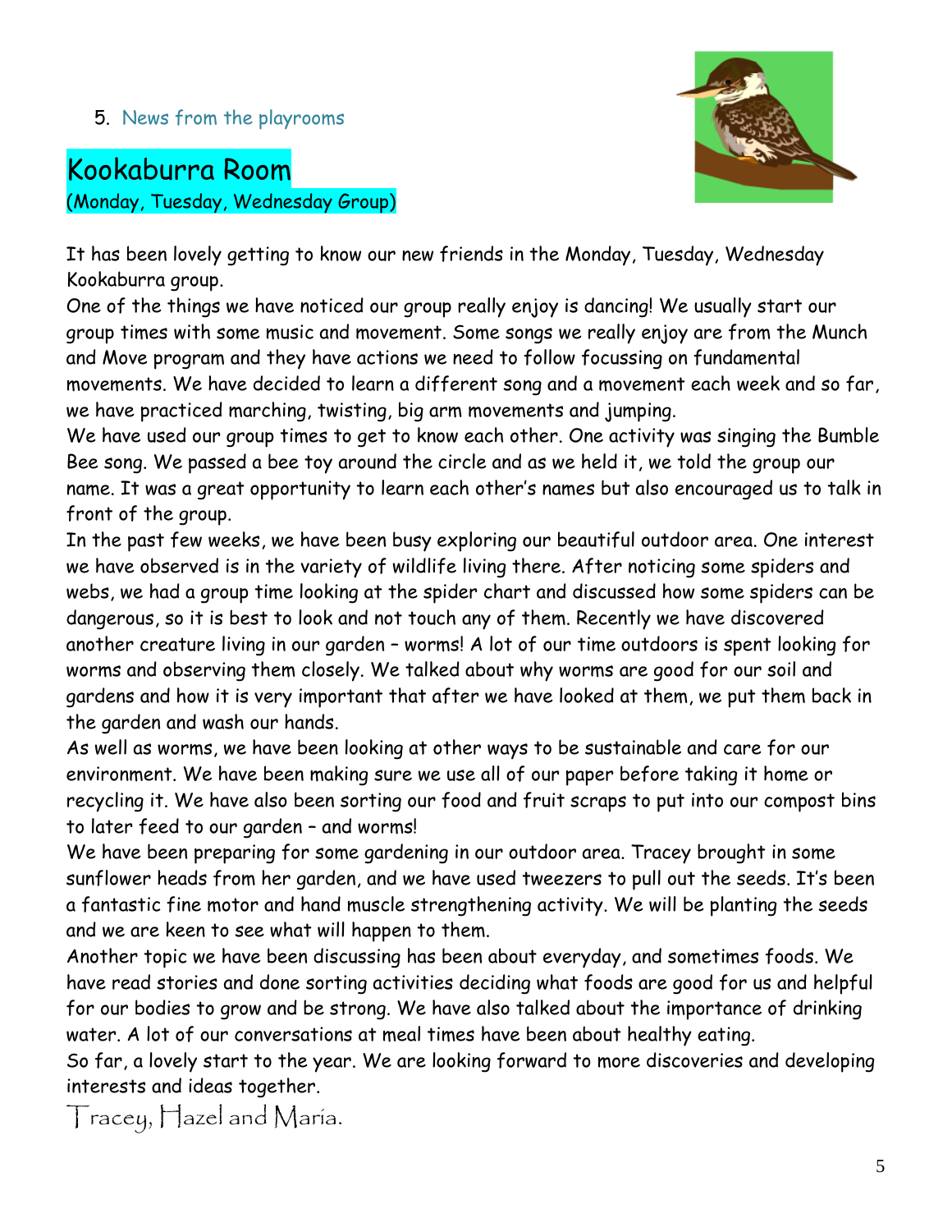5. News from the playrooms

## Kookaburra Room

(Monday, Tuesday, Wednesday Group)

It has been lovely getting to know our new friends in the Monday, Tuesday, Wednesday Kookaburra group.

One of the things we have noticed our group really enjoy is dancing! We usually start our group times with some music and movement. Some songs we really enjoy are from the Munch and Move program and they have actions we need to follow focussing on fundamental movements. We have decided to learn a different song and a movement each week and so far, we have practiced marching, twisting, big arm movements and jumping.

We have used our group times to get to know each other. One activity was singing the Bumble Bee song. We passed a bee toy around the circle and as we held it, we told the group our name. It was a great opportunity to learn each other's names but also encouraged us to talk in front of the group.

In the past few weeks, we have been busy exploring our beautiful outdoor area. One interest we have observed is in the variety of wildlife living there. After noticing some spiders and webs, we had a group time looking at the spider chart and discussed how some spiders can be dangerous, so it is best to look and not touch any of them. Recently we have discovered another creature living in our garden – worms! A lot of our time outdoors is spent looking for worms and observing them closely. We talked about why worms are good for our soil and gardens and how it is very important that after we have looked at them, we put them back in the garden and wash our hands.

As well as worms, we have been looking at other ways to be sustainable and care for our environment. We have been making sure we use all of our paper before taking it home or recycling it. We have also been sorting our food and fruit scraps to put into our compost bins to later feed to our garden – and worms!

We have been preparing for some gardening in our outdoor area. Tracey brought in some sunflower heads from her garden, and we have used tweezers to pull out the seeds. It's been a fantastic fine motor and hand muscle strengthening activity. We will be planting the seeds and we are keen to see what will happen to them.

Another topic we have been discussing has been about everyday, and sometimes foods. We have read stories and done sorting activities deciding what foods are good for us and helpful for our bodies to grow and be strong. We have also talked about the importance of drinking water. A lot of our conversations at meal times have been about healthy eating.

So far, a lovely start to the year. We are looking forward to more discoveries and developing interests and ideas together.

Tracey, Hazel and Maria.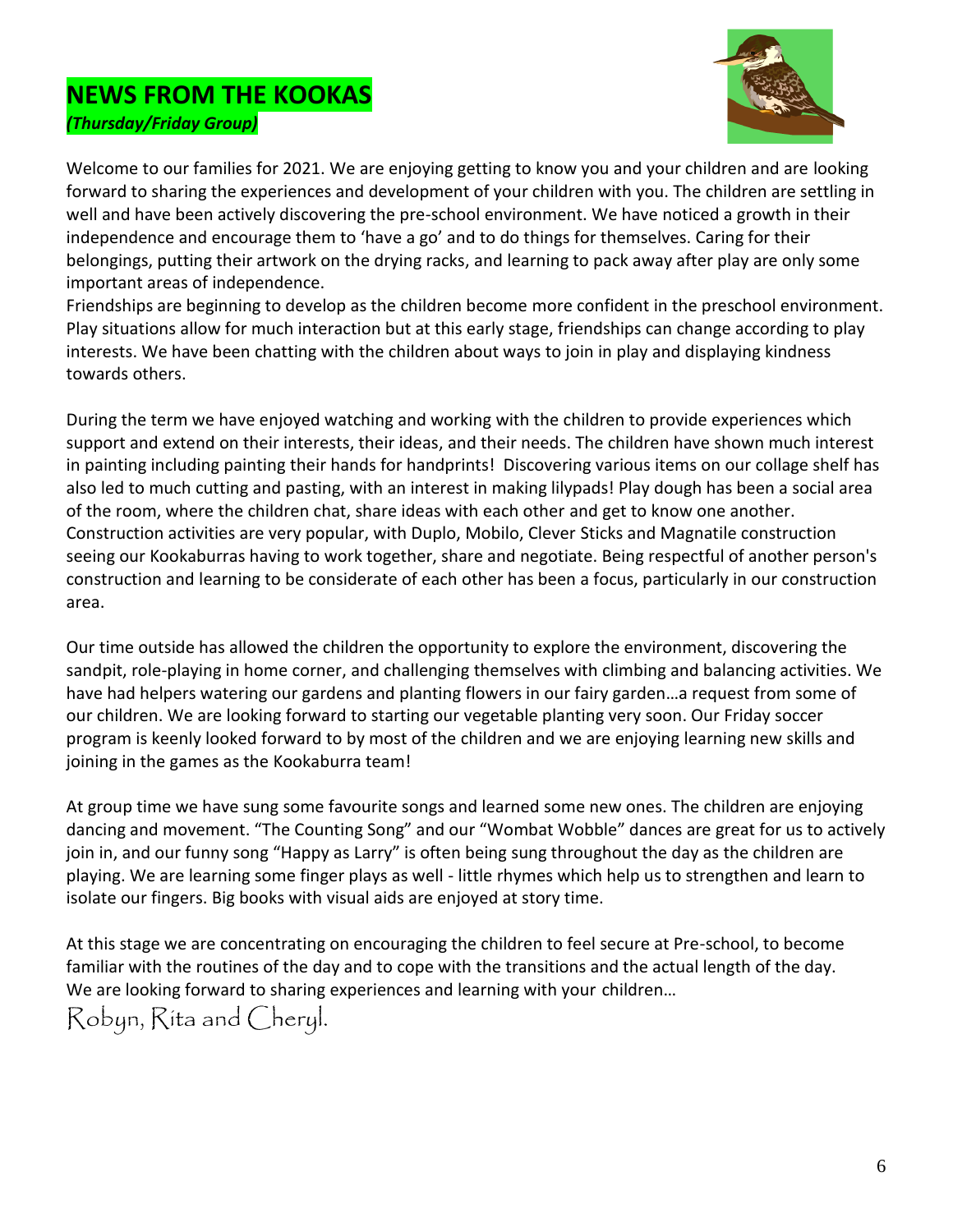## NEWS FROM THE KOOKAS

***(Thursday/Friday Group)***

Welcome to our families for 2021. We are enjoying getting to know you and your children and are looking forward to sharing the experiences and development of your children with you. The children are settling in well and have been actively discovering the pre-school environment. We have noticed a growth in their independence and encourage them to 'have a go' and to do things for themselves. Caring for their belongings, putting their artwork on the drying racks, and learning to pack away after play are only some important areas of independence.

Friendships are beginning to develop as the children become more confident in the preschool environment. Play situations allow for much interaction but at this early stage, friendships can change according to play interests. We have been chatting with the children about ways to join in play and displaying kindness towards others.

During the term we have enjoyed watching and working with the children to provide experiences which support and extend on their interests, their ideas, and their needs. The children have shown much interest in painting including painting their hands for handprints! Discovering various items on our collage shelf has also led to much cutting and pasting, with an interest in making lilypads! Play dough has been a social area of the room, where the children chat, share ideas with each other and get to know one another. Construction activities are very popular, with Duplo, Mobilo, Clever Sticks and Magnatile construction seeing our Kookaburras having to work together, share and negotiate. Being respectful of another person's construction and learning to be considerate of each other has been a focus, particularly in our construction area.

Our time outside has allowed the children the opportunity to explore the environment, discovering the sandpit, role-playing in home corner, and challenging themselves with climbing and balancing activities. We have had helpers watering our gardens and planting flowers in our fairy garden…a request from some of our children. We are looking forward to starting our vegetable planting very soon. Our Friday soccer program is keenly looked forward to by most of the children and we are enjoying learning new skills and joining in the games as the Kookaburra team!

At group time we have sung some favourite songs and learned some new ones. The children are enjoying dancing and movement. "The Counting Song" and our "Wombat Wobble" dances are great for us to actively join in, and our funny song "Happy as Larry" is often being sung throughout the day as the children are playing. We are learning some finger plays as well - little rhymes which help us to strengthen and learn to isolate our fingers. Big books with visual aids are enjoyed at story time.

At this stage we are concentrating on encouraging the children to feel secure at Pre-school, to become familiar with the routines of the day and to cope with the transitions and the actual length of the day. We are looking forward to sharing experiences and learning with your children…

Robyn, Rita and Cheryl.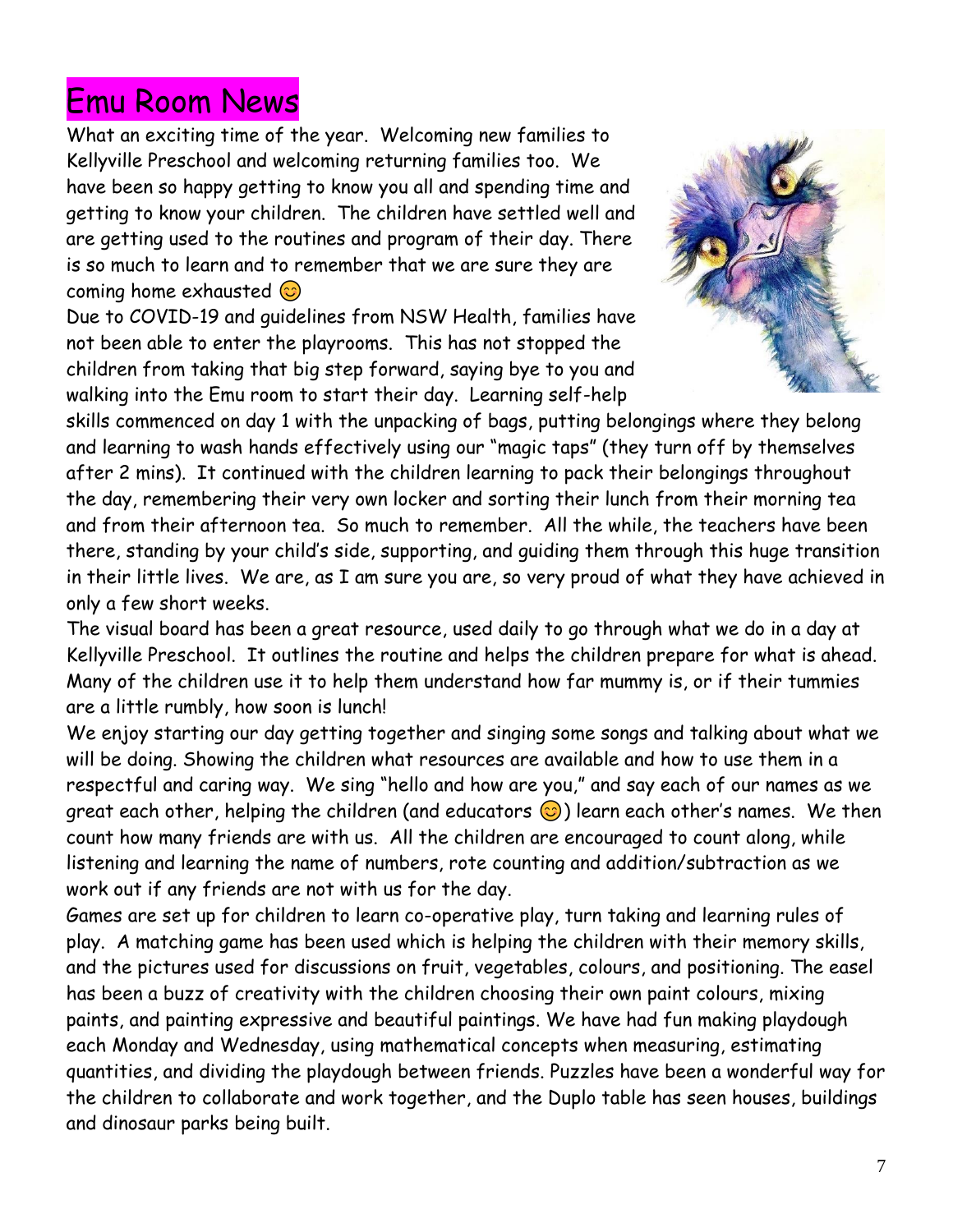# Emu Room News

What an exciting time of the year. Welcoming new families to Kellyville Preschool and welcoming returning families too. We have been so happy getting to know you all and spending time and getting to know your children. The children have settled well and are getting used to the routines and program of their day. There is so much to learn and to remember that we are sure they are coming home exhausted 😊

Due to COVID-19 and guidelines from NSW Health, families have not been able to enter the playrooms. This has not stopped the children from taking that big step forward, saying bye to you and walking into the Emu room to start their day. Learning self-help skills commenced on day 1 with the unpacking of bags, putting belongings where they belong and learning to wash hands effectively using our "magic taps" (they turn off by themselves after 2 mins). It continued with the children learning to pack their belongings throughout the day, remembering their very own locker and sorting their lunch from their morning tea and from their afternoon tea. So much to remember. All the while, the teachers have been there, standing by your child's side, supporting, and guiding them through this huge transition in their little lives. We are, as I am sure you are, so very proud of what they have achieved in only a few short weeks.

The visual board has been a great resource, used daily to go through what we do in a day at Kellyville Preschool. It outlines the routine and helps the children prepare for what is ahead. Many of the children use it to help them understand how far mummy is, or if their tummies are a little rumbly, how soon is lunch!

We enjoy starting our day getting together and singing some songs and talking about what we will be doing. Showing the children what resources are available and how to use them in a respectful and caring way. We sing "hello and how are you," and say each of our names as we great each other, helping the children (and educators 😊) learn each other's names. We then count how many friends are with us. All the children are encouraged to count along, while listening and learning the name of numbers, rote counting and addition/subtraction as we work out if any friends are not with us for the day.

Games are set up for children to learn co-operative play, turn taking and learning rules of play. A matching game has been used which is helping the children with their memory skills, and the pictures used for discussions on fruit, vegetables, colours, and positioning. The easel has been a buzz of creativity with the children choosing their own paint colours, mixing paints, and painting expressive and beautiful paintings. We have had fun making playdough each Monday and Wednesday, using mathematical concepts when measuring, estimating quantities, and dividing the playdough between friends. Puzzles have been a wonderful way for the children to collaborate and work together, and the Duplo table has seen houses, buildings and dinosaur parks being built.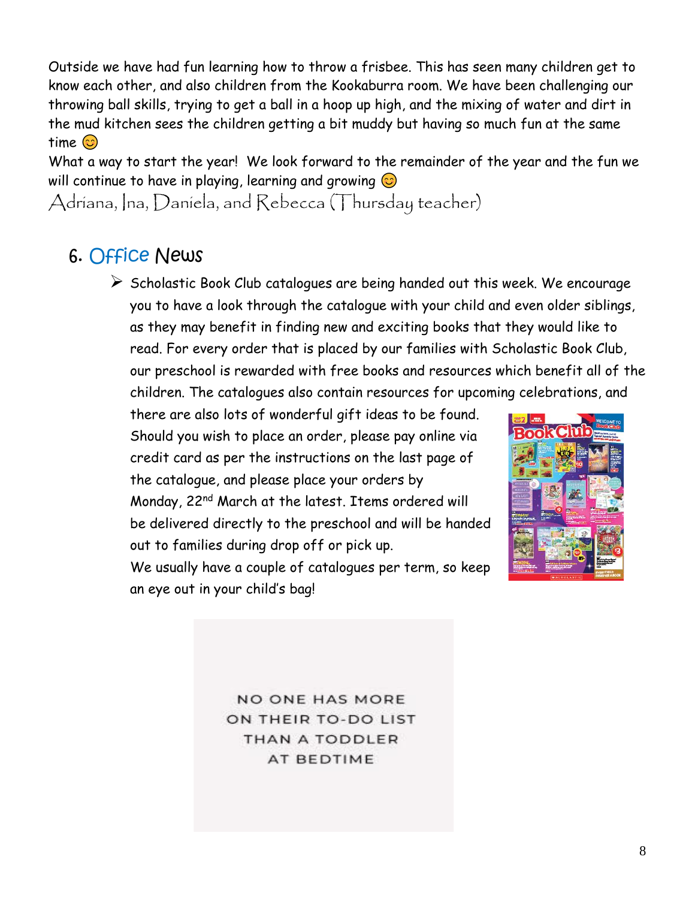Outside we have had fun learning how to throw a frisbee. This has seen many children get to know each other, and also children from the Kookaburra room. We have been challenging our throwing ball skills, trying to get a ball in a hoop up high, and the mixing of water and dirt in the mud kitchen sees the children getting a bit muddy but having so much fun at the same time 😊

What a way to start the year! We look forward to the remainder of the year and the fun we will continue to have in playing, learning and growing 😊

Adriana, Ina, Daniela, and Rebecca (Thursday teacher)

## 6. Office News

- Scholastic Book Club catalogues are being handed out this week. We encourage you to have a look through the catalogue with your child and even older siblings, as they may benefit in finding new and exciting books that they would like to read. For every order that is placed by our families with Scholastic Book Club, our preschool is rewarded with free books and resources which benefit all of the children. The catalogues also contain resources for upcoming celebrations, and there are also lots of wonderful gift ideas to be found. Should you wish to place an order, please pay online via credit card as per the instructions on the last page of the catalogue, and please place your orders by Monday, 22nd March at the latest. Items ordered will be delivered directly to the preschool and will be handed out to families during drop off or pick up.
  We usually have a couple of catalogues per term, so keep an eye out in your child's bag!

NO ONE HAS MORE ON THEIR TO-DO LIST THAN A TODDLER AT BEDTIME